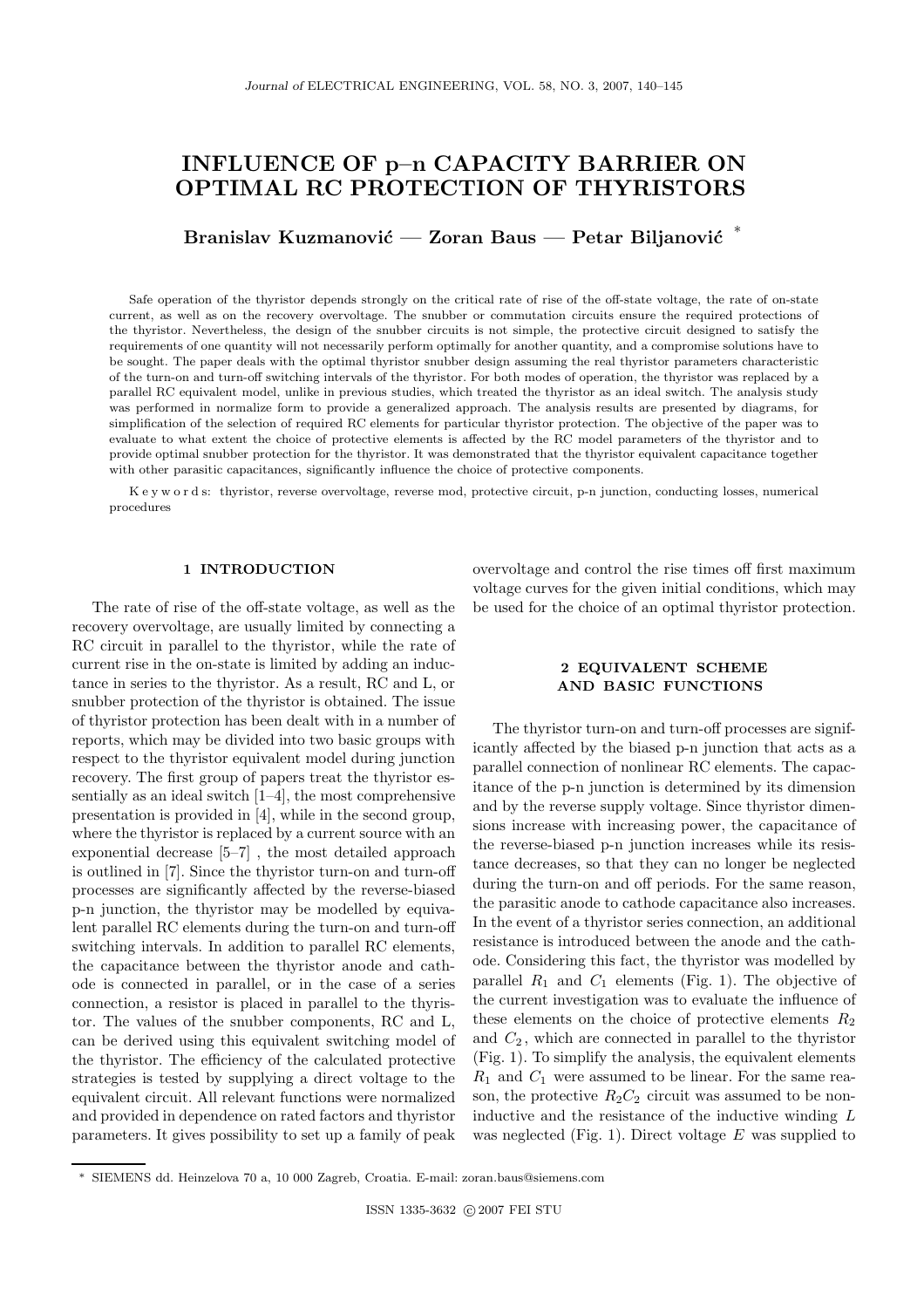# INFLUENCE OF p–n CAPACITY BARRIER ON OPTIMAL RC PROTECTION OF THYRISTORS

**Branislav Kuzmanović — Zoran Baus — Petar Biljanović** *

Safe operation of the thyristor depends strongly on the critical rate of rise of the off-state voltage, the rate of on-state current, as well as on the recovery overvoltage. The snubber or commutation circuits ensure the required protections of the thyristor. Nevertheless, the design of the snubber circuits is not simple, the protective circuit designed to satisfy the requirements of one quantity will not necessarily perform optimally for another quantity, and a compromise solutions have to be sought. The paper deals with the optimal thyristor snubber design assuming the real thyristor parameters characteristic of the turn-on and turn-off switching intervals of the thyristor. For both modes of operation, the thyristor was replaced by a parallel RC equivalent model, unlike in previous studies, which treated the thyristor as an ideal switch. The analysis study was performed in normalize form to provide a generalized approach. The analysis results are presented by diagrams, for simplification of the selection of required RC elements for particular thyristor protection. The objective of the paper was to evaluate to what extent the choice of protective elements is affected by the RC model parameters of the thyristor and to provide optimal snubber protection for the thyristor. It was demonstrated that the thyristor equivalent capacitance together with other parasitic capacitances, significantly influence the choice of protective components.

K e y w o r d s: thyristor, reverse overvoltage, reverse mod, protective circuit, p-n junction, conducting losses, numerical procedures

## 1 INTRODUCTION

The rate of rise of the off-state voltage, as well as the recovery overvoltage, are usually limited by connecting a RC circuit in parallel to the thyristor, while the rate of current rise in the on-state is limited by adding an inductance in series to the thyristor. As a result, RC and L, or snubber protection of the thyristor is obtained. The issue of thyristor protection has been dealt with in a number of reports, which may be divided into two basic groups with respect to the thyristor equivalent model during junction recovery. The first group of papers treat the thyristor essentially as an ideal switch [1–4], the most comprehensive presentation is provided in [4], while in the second group, where the thyristor is replaced by a current source with an exponential decrease [5–7] , the most detailed approach is outlined in [7]. Since the thyristor turn-on and turn-off processes are significantly affected by the reverse-biased p-n junction, the thyristor may be modelled by equivalent parallel RC elements during the turn-on and turn-off switching intervals. In addition to parallel RC elements, the capacitance between the thyristor anode and cathode is connected in parallel, or in the case of a series connection, a resistor is placed in parallel to the thyristor. The values of the snubber components, RC and L, can be derived using this equivalent switching model of the thyristor. The efficiency of the calculated protective strategies is tested by supplying a direct voltage to the equivalent circuit. All relevant functions were normalized and provided in dependence on rated factors and thyristor parameters. It gives possibility to set up a family of peak overvoltage and control the rise times off first maximum voltage curves for the given initial conditions, which may be used for the choice of an optimal thyristor protection.

## 2 EQUIVALENT SCHEME AND BASIC FUNCTIONS

The thyristor turn-on and turn-off processes are significantly affected by the biased p-n junction that acts as a parallel connection of nonlinear RC elements. The capacitance of the p-n junction is determined by its dimension and by the reverse supply voltage. Since thyristor dimensions increase with increasing power, the capacitance of the reverse-biased p-n junction increases while its resistance decreases, so that they can no longer be neglected during the turn-on and off periods. For the same reason, the parasitic anode to cathode capacitance also increases. In the event of a thyristor series connection, an additional resistance is introduced between the anode and the cathode. Considering this fact, the thyristor was modelled by parallel $R_1$ and $C_1$ elements (Fig. 1). The objective of the current investigation was to evaluate the influence of these elements on the choice of protective elements $R_2$ and $C_2$, which are connected in parallel to the thyristor (Fig. 1). To simplify the analysis, the equivalent elements $R_1$ and $C_1$ were assumed to be linear. For the same reason, the protective $R_2C_2$ circuit was assumed to be noninductive and the resistance of the inductive winding $L$ was neglected (Fig. 1). Direct voltage $E$ was supplied to

* SIEMENS dd. Heinzelova 70 a, 10 000 Zagreb, Croatia. E-mail: zoran.baus@siemens.com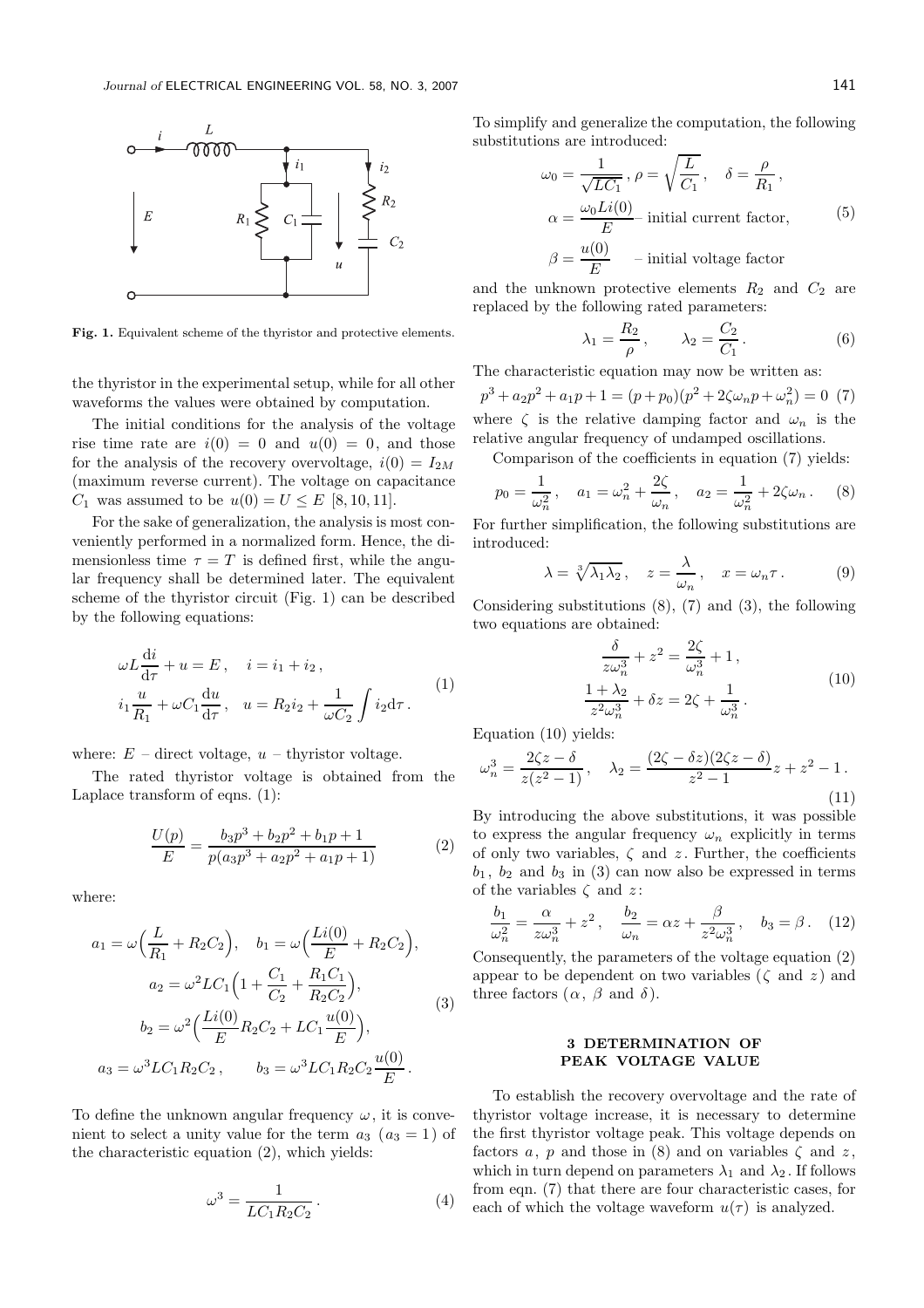**Fig. 1.** Equivalent scheme of the thyristor and protective elements.

the thyristor in the experimental setup, while for all other waveforms the values were obtained by computation.

The initial conditions for the analysis of the voltage rise time rate are $i(0) = 0$ and $u(0) = 0$, and those for the analysis of the recovery overvoltage, $i(0) = I_{2M}$ (maximum reverse current). The voltage on capacitance $C_1$ was assumed to be $u(0) = U \leq E$ [8, 10, 11].

For the sake of generalization, the analysis is most conveniently performed in a normalized form. Hence, the dimensionless time $\tau = T$ is defined first, while the angular frequency shall be determined later. The equivalent scheme of the thyristor circuit (Fig. 1) can be described by the following equations:

$$\omega L \frac{\mathrm{d}i}{\mathrm{d}\tau} + u = E\,, \quad i = i_1 + i_2\,,$$
$$i_1 \frac{u}{R_1} + \omega C_1 \frac{\mathrm{d}u}{\mathrm{d}\tau}\,, \quad u = R_2 i_2 + \frac{1}{\omega C_2}\int i_2 \mathrm{d}\tau\,. \tag{1}$$

where: $E$ – direct voltage, $u$ – thyristor voltage.

The rated thyristor voltage is obtained from the Laplace transform of eqns. (1):

$$\frac{U(p)}{E} = \frac{b_3 p^3 + b_2 p^2 + b_1 p + 1}{p(a_3 p^3 + a_2 p^2 + a_1 p + 1)} \tag{2}$$

where:

$$a_1 = \omega\Big(\frac{L}{R_1} + R_2 C_2\Big), \quad b_1 = \omega\Big(\frac{Li(0)}{E} + R_2 C_2\Big),$$
$$a_2 = \omega^2 LC_1\Big(1 + \frac{C_1}{C_2} + \frac{R_1 C_1}{R_2 C_2}\Big),$$
$$b_2 = \omega^2\Big(\frac{Li(0)}{E}R_2 C_2 + LC_1\frac{u(0)}{E}\Big), \tag{3}$$
$$a_3 = \omega^3 LC_1 R_2 C_2\,, \qquad b_3 = \omega^3 LC_1 R_2 C_2 \frac{u(0)}{E}\,.$$

To define the unknown angular frequency $\omega$, it is convenient to select a unity value for the term $a_3$ ($a_3 = 1$) of the characteristic equation (2), which yields:

$$\omega^3 = \frac{1}{LC_1 R_2 C_2}\,. \tag{4}$$

To simplify and generalize the computation, the following substitutions are introduced:

$$\omega_0 = \frac{1}{\sqrt{LC_1}}\,, \rho = \sqrt{\frac{L}{C_1}}\,, \quad \delta = \frac{\rho}{R_1}\,,$$
$$\alpha = \frac{\omega_0 Li(0)}{E} \text{– initial current factor,} \tag{5}$$
$$\beta = \frac{u(0)}{E} \quad \text{– initial voltage factor}$$

and the unknown protective elements $R_2$ and $C_2$ are replaced by the following rated parameters:

$$\lambda_1 = \frac{R_2}{\rho}\,, \qquad \lambda_2 = \frac{C_2}{C_1}\,. \tag{6}$$

The characteristic equation may now be written as:

$$p^3 + a_2 p^2 + a_1 p + 1 = (p + p_0)(p^2 + 2\zeta\omega_n p + \omega_n^2) = 0 \tag{7}$$

where $\zeta$ is the relative damping factor and $\omega_n$ is the relative angular frequency of undamped oscillations.

Comparison of the coefficients in equation (7) yields:

$$p_0 = \frac{1}{\omega_n^2}\,, \quad a_1 = \omega_n^2 + \frac{2\zeta}{\omega_n}\,, \quad a_2 = \frac{1}{\omega_n^2} + 2\zeta\omega_n\,. \tag{8}$$

For further simplification, the following substitutions are introduced:

$$\lambda = \sqrt[3]{\lambda_1 \lambda_2}\,, \quad z = \frac{\lambda}{\omega_n}\,, \quad x = \omega_n \tau\,. \tag{9}$$

Considering substitutions (8), (7) and (3), the following two equations are obtained:

$$\frac{\delta}{z\omega_n^3} + z^2 = \frac{2\zeta}{\omega_n^3} + 1\,,$$
$$\frac{1 + \lambda_2}{z^2\omega_n^3} + \delta z = 2\zeta + \frac{1}{\omega_n^3}\,. \tag{10}$$

Equation (10) yields:

$$\omega_n^3 = \frac{2\zeta z - \delta}{z(z^2 - 1)}\,, \quad \lambda_2 = \frac{(2\zeta - \delta z)(2\zeta z - \delta)}{z^2 - 1}z + z^2 - 1\,. \tag{11}$$

By introducing the above substitutions, it was possible to express the angular frequency $\omega_n$ explicitly in terms of only two variables, $\zeta$ and $z$. Further, the coefficients $b_1$, $b_2$ and $b_3$ in (3) can now also be expressed in terms of the variables $\zeta$ and $z$:

$$\frac{b_1}{\omega_n^2} = \frac{\alpha}{z\omega_n^3} + z^2\,, \quad \frac{b_2}{\omega_n} = \alpha z + \frac{\beta}{z^2\omega_n^3}\,, \quad b_3 = \beta\,. \tag{12}$$

Consequently, the parameters of the voltage equation (2) appear to be dependent on two variables ($\zeta$ and $z$) and three factors ($\alpha$, $\beta$ and $\delta$).

## 3 DETERMINATION OF PEAK VOLTAGE VALUE

To establish the recovery overvoltage and the rate of thyristor voltage increase, it is necessary to determine the first thyristor voltage peak. This voltage depends on factors $a$, $p$ and those in (8) and on variables $\zeta$ and $z$, which in turn depend on parameters $\lambda_1$ and $\lambda_2$. If follows from eqn. (7) that there are four characteristic cases, for each of which the voltage waveform $u(\tau)$ is analyzed.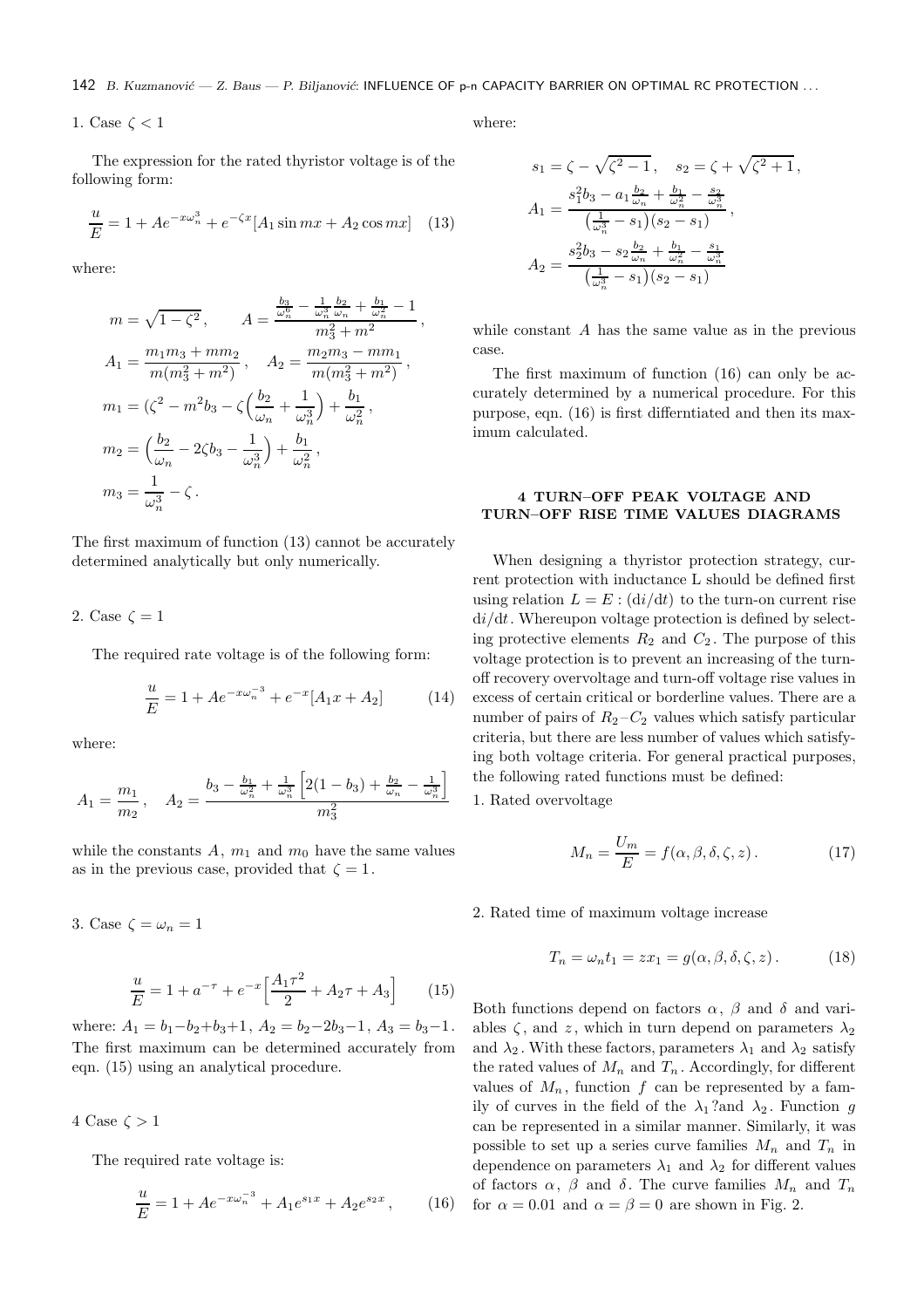1. Case $\zeta < 1$

The expression for the rated thyristor voltage is of the following form:

$$\frac{u}{E} = 1 + Ae^{-x\omega_n^3} + e^{-\zeta x}[A_1 \sin mx + A_2 \cos mx] \quad (13)$$

where:

$$m = \sqrt{1-\zeta^2}\,, \qquad A = \frac{\frac{b_3}{\omega_n^6} - \frac{1}{\omega_n^3}\frac{b_2}{\omega_n} + \frac{b_1}{\omega_n^2} - 1}{m_3^2 + m^2}\,,$$

$$A_1 = \frac{m_1 m_3 + m m_2}{m(m_3^2 + m^2)}\,, \quad A_2 = \frac{m_2 m_3 - m m_1}{m(m_3^2 + m^2)}\,,$$

$$m_1 = (\zeta^2 - m^2 b_3 - \zeta\Big(\frac{b_2}{\omega_n} + \frac{1}{\omega_n^3}\Big) + \frac{b_1}{\omega_n^2}\,,$$

$$m_2 = \Big(\frac{b_2}{\omega_n} - 2\zeta b_3 - \frac{1}{\omega_n^3}\Big) + \frac{b_1}{\omega_n^2}\,,$$

$$m_3 = \frac{1}{\omega_n^3} - \zeta\,.$$

The first maximum of function (13) cannot be accurately determined analytically but only numerically.

2. Case $\zeta = 1$

The required rate voltage is of the following form:

$$\frac{u}{E} = 1 + Ae^{-x\omega_n^{-3}} + e^{-x}[A_1 x + A_2] \quad (14)$$

where:

$$A_1 = \frac{m_1}{m_2}\,, \quad A_2 = \frac{b_3 - \frac{b_1}{\omega_n^2} + \frac{1}{\omega_n^3}\Big[2(1-b_3) + \frac{b_2}{\omega_n} - \frac{1}{\omega_n^3}\Big]}{m_3^2}$$

while the constants $A$, $m_1$ and $m_0$ have the same values as in the previous case, provided that $\zeta = 1$.

3. Case $\zeta = \omega_n = 1$

$$\frac{u}{E} = 1 + a^{-\tau} + e^{-x}\Big[\frac{A_1 \tau^2}{2} + A_2 \tau + A_3\Big] \quad (15)$$

where: $A_1 = b_1 - b_2 + b_3 + 1$, $A_2 = b_2 - 2b_3 - 1$, $A_3 = b_3 - 1$. The first maximum can be determined accurately from eqn. (15) using an analytical procedure.

4 Case $\zeta > 1$

The required rate voltage is:

$$\frac{u}{E} = 1 + Ae^{-x\omega_n^{-3}} + A_1 e^{s_1 x} + A_2 e^{s_2 x}\,, \quad (16)$$

where:

$$s_1 = \zeta - \sqrt{\zeta^2 - 1}\,, \quad s_2 = \zeta + \sqrt{\zeta^2 + 1}\,,$$

$$A_1 = \frac{s_1^2 b_3 - a_1 \frac{b_2}{\omega_n} + \frac{b_1}{\omega_n^2} - \frac{s_2}{\omega_n^3}}{\big(\frac{1}{\omega_n^3} - s_1\big)(s_2 - s_1)}\,,$$

$$A_2 = \frac{s_2^2 b_3 - s_2 \frac{b_2}{\omega_n} + \frac{b_1}{\omega_n^2} - \frac{s_1}{\omega_n^3}}{\big(\frac{1}{\omega_n^3} - s_1\big)(s_2 - s_1)}$$

while constant $A$ has the same value as in the previous case.

The first maximum of function (16) can only be accurately determined by a numerical procedure. For this purpose, eqn. (16) is first differntiated and then its maximum calculated.

## 4 TURN–OFF PEAK VOLTAGE AND TURN–OFF RISE TIME VALUES DIAGRAMS

When designing a thyristor protection strategy, current protection with inductance L should be defined first using relation $L = E : (\mathrm{d}i/\mathrm{d}t)$ to the turn-on current rise $\mathrm{d}i/\mathrm{d}t$. Whereupon voltage protection is defined by selecting protective elements $R_2$ and $C_2$. The purpose of this voltage protection is to prevent an increasing of the turn-off recovery overvoltage and turn-off voltage rise values in excess of certain critical or borderline values. There are a number of pairs of $R_2$–$C_2$ values which satisfy particular criteria, but there are less number of values which satisfying both voltage criteria. For general practical purposes, the following rated functions must be defined:

1. Rated overvoltage

$$M_n = \frac{U_m}{E} = f(\alpha, \beta, \delta, \zeta, z)\,. \quad (17)$$

2. Rated time of maximum voltage increase

$$T_n = \omega_n t_1 = z x_1 = g(\alpha, \beta, \delta, \zeta, z)\,. \quad (18)$$

Both functions depend on factors $\alpha$, $\beta$ and $\delta$ and variables $\zeta$, and $z$, which in turn depend on parameters $\lambda_2$ and $\lambda_2$. With these factors, parameters $\lambda_1$ and $\lambda_2$ satisfy the rated values of $M_n$ and $T_n$. Accordingly, for different values of $M_n$, function $f$ can be represented by a family of curves in the field of the $\lambda_1$?and $\lambda_2$. Function $g$ can be represented in a similar manner. Similarly, it was possible to set up a series curve families $M_n$ and $T_n$ in dependence on parameters $\lambda_1$ and $\lambda_2$ for different values of factors $\alpha$, $\beta$ and $\delta$. The curve families $M_n$ and $T_n$ for $\alpha = 0.01$ and $\alpha = \beta = 0$ are shown in Fig. 2.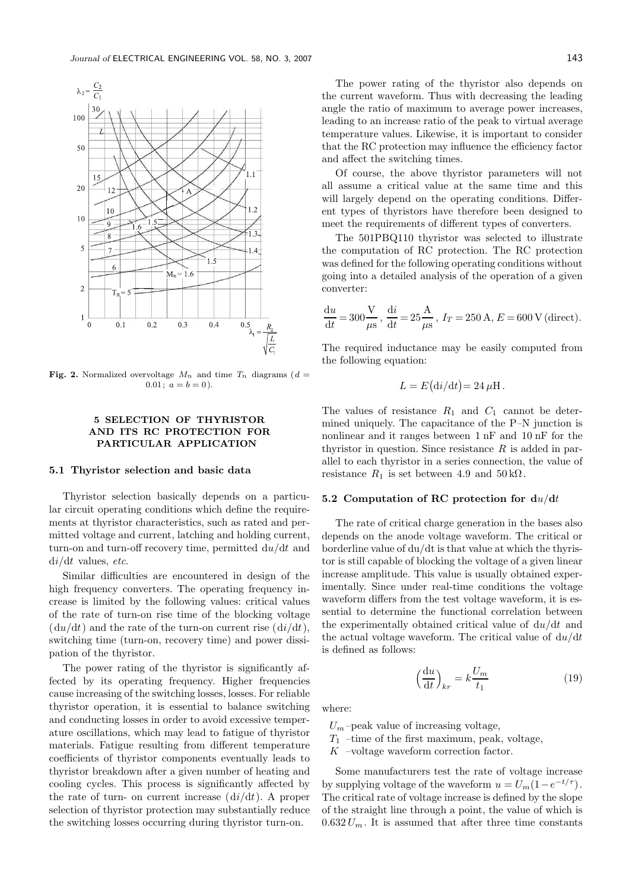Fig. 2. Normalized overvoltage $M_n$ and time $T_n$ diagrams ($d = 0.01$; $a = b = 0$).

## 5 SELECTION OF THYRISTOR AND ITS RC PROTECTION FOR PARTICULAR APPLICATION

### 5.1 Thyristor selection and basic data

Thyristor selection basically depends on a particular circuit operating conditions which define the requirements at thyristor characteristics, such as rated and permitted voltage and current, latching and holding current, turn-on and turn-off recovery time, permitted $\mathrm{d}u/\mathrm{d}t$ and $\mathrm{d}i/\mathrm{d}t$ values, *etc*.

Similar difficulties are encountered in design of the high frequency converters. The operating frequency increase is limited by the following values: critical values of the rate of turn-on rise time of the blocking voltage ($\mathrm{d}u/\mathrm{d}t$) and the rate of the turn-on current rise ($\mathrm{d}i/\mathrm{d}t$), switching time (turn-on, recovery time) and power dissipation of the thyristor.

The power rating of the thyristor is significantly affected by its operating frequency. Higher frequencies cause increasing of the switching losses, losses. For reliable thyristor operation, it is essential to balance switching and conducting losses in order to avoid excessive temperature oscillations, which may lead to fatigue of thyristor materials. Fatigue resulting from different temperature coefficients of thyristor components eventually leads to thyristor breakdown after a given number of heating and cooling cycles. This process is significantly affected by the rate of turn- on current increase ($\mathrm{d}i/\mathrm{d}t$). A proper selection of thyristor protection may substantially reduce the switching losses occurring during thyristor turn-on.

The power rating of the thyristor also depends on the current waveform. Thus with decreasing the leading angle the ratio of maximum to average power increases, leading to an increase ratio of the peak to virtual average temperature values. Likewise, it is important to consider that the RC protection may influence the efficiency factor and affect the switching times.

Of course, the above thyristor parameters will not all assume a critical value at the same time and this will largely depend on the operating conditions. Different types of thyristors have therefore been designed to meet the requirements of different types of converters.

The 501PBQ110 thyristor was selected to illustrate the computation of RC protection. The RC protection was defined for the following operating conditions without going into a detailed analysis of the operation of a given converter:

$$\frac{\mathrm{d}u}{\mathrm{d}t} = 300\frac{\mathrm{V}}{\mu\mathrm{s}}\,,\ \frac{\mathrm{d}i}{\mathrm{d}t} = 25\frac{\mathrm{A}}{\mu\mathrm{s}}\,,\ I_T = 250\,\mathrm{A},\ E = 600\,\mathrm{V}\,(\text{direct}).$$

The required inductance may be easily computed from the following equation:

$$L = E\big(\mathrm{d}i/\mathrm{d}t\big) = 24\,\mu\mathrm{H}\,.$$

The values of resistance $R_1$ and $C_1$ cannot be determined uniquely. The capacitance of the P–N junction is nonlinear and it ranges between 1 nF and 10 nF for the thyristor in question. Since resistance $R$ is added in parallel to each thyristor in a series connection, the value of resistance $R_1$ is set between 4.9 and $50\,\mathrm{k}\Omega$.

### 5.2 Computation of RC protection for $\mathrm{d}u/\mathrm{d}t$

The rate of critical charge generation in the bases also depends on the anode voltage waveform. The critical or borderline value of du/dt is that value at which the thyristor is still capable of blocking the voltage of a given linear increase amplitude. This value is usually obtained experimentally. Since under real-time conditions the voltage waveform differs from the test voltage waveform, it is essential to determine the functional correlation between the experimentally obtained critical value of $\mathrm{d}u/\mathrm{d}t$ and the actual voltage waveform. The critical value of $\mathrm{d}u/\mathrm{d}t$ is defined as follows:

$$\left(\frac{\mathrm{d}u}{\mathrm{d}t}\right)_{kr} = k\frac{U_m}{t_1} \tag{19}$$

where:

$U_m$ –peak value of increasing voltage,

$T_1$ –time of the first maximum, peak, voltage,

$K$ –voltage waveform correction factor.

Some manufacturers test the rate of voltage increase by supplying voltage of the waveform $u = U_m(1-e^{-t/\tau})$. The critical rate of voltage increase is defined by the slope of the straight line through a point, the value of which is $0.632\,U_m$. It is assumed that after three time constants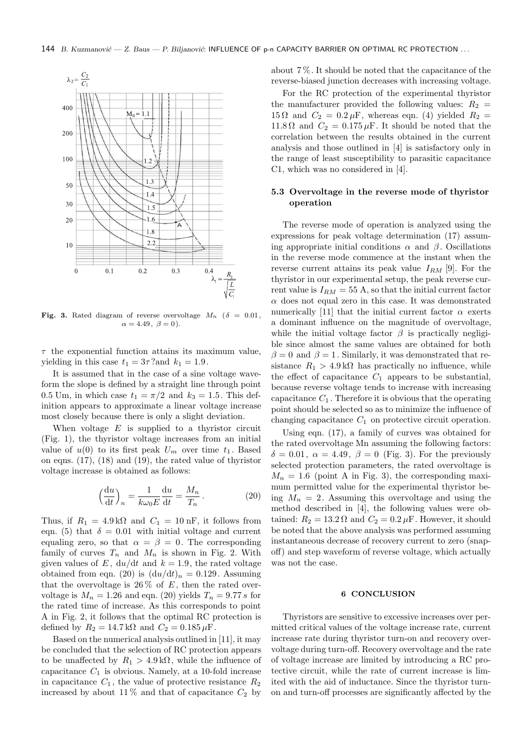**Fig. 3.** Rated diagram of reverse overvoltage $M_n$ ($\delta = 0.01$, $\alpha = 4.49$, $\beta = 0$).

$\tau$ the exponential function attains its maximum value, yielding in this case $t_1 = 3\tau$ ?and $k_1 = 1.9$.

It is assumed that in the case of a sine voltage waveform the slope is defined by a straight line through point 0.5 Um, in which case $t_1 = \pi/2$ and $k_3 = 1.5$. This definition appears to approximate a linear voltage increase most closely because there is only a slight deviation.

When voltage $E$ is supplied to a thyristor circuit (Fig. 1), the thyristor voltage increases from an initial value of $u(0)$ to its first peak $U_m$ over time $t_1$. Based on eqns. (17), (18) and (19), the rated value of thyristor voltage increase is obtained as follows:

$$\left(\frac{\mathrm{d}u}{\mathrm{d}t}\right)_n = \frac{1}{k\omega_0 E}\frac{\mathrm{d}u}{\mathrm{d}t} = \frac{M_n}{T_n}. \tag{20}$$

Thus, if $R_1 = 4.9\,\mathrm{k\Omega}$ and $C_1 = 10\,\mathrm{nF}$, it follows from eqn. (5) that $\delta = 0.01$ with initial voltage and current equaling zero, so that $\alpha = \beta = 0$. The corresponding family of curves $T_n$ and $M_n$ is shown in Fig. 2. With given values of $E$, $\mathrm{d}u/\mathrm{d}t$ and $k = 1.9$, the rated voltage obtained from eqn. (20) is $(\mathrm{d}u/\mathrm{d}t)_n = 0.129$. Assuming that the overvoltage is 26 % of $E$, then the rated overvoltage is $M_n = 1.26$ and eqn. (20) yields $T_n = 9.77\,s$ for the rated time of increase. As this corresponds to point A in Fig. 2, it follows that the optimal RC protection is defined by $R_2 = 14.7\,\mathrm{k\Omega}$ and $C_2 = 0.185\,\mu\mathrm{F}$.

Based on the numerical analysis outlined in [11], it may be concluded that the selection of RC protection appears to be unaffected by $R_1 > 4.9\,\mathrm{k\Omega}$, while the influence of capacitance $C_1$ is obvious. Namely, at a 10-fold increase in capacitance $C_1$, the value of protective resistance $R_2$ increased by about 11 % and that of capacitance $C_2$ by about 7 %. It should be noted that the capacitance of the reverse-biased junction decreases with increasing voltage.

For the RC protection of the experimental thyristor the manufacturer provided the following values: $R_2 = 15\,\Omega$ and $C_2 = 0.2\,\mu\mathrm{F}$, whereas eqn. (4) yielded $R_2 = 11.8\,\Omega$ and $C_2 = 0.175\,\mu\mathrm{F}$. It should be noted that the correlation between the results obtained in the current analysis and those outlined in [4] is satisfactory only in the range of least susceptibility to parasitic capacitance C1, which was no considered in [4].

### 5.3 Overvoltage in the reverse mode of thyristor operation

The reverse mode of operation is analyzed using the expressions for peak voltage determination (17) assuming appropriate initial conditions $\alpha$ and $\beta$. Oscillations in the reverse mode commence at the instant when the reverse current attains its peak value $I_{RM}$ [9]. For the thyristor in our experimental setup, the peak reverse current value is $I_{RM} = 55\,\mathrm{A}$, so that the initial current factor $\alpha$ does not equal zero in this case. It was demonstrated numerically [11] that the initial current factor $\alpha$ exerts a dominant influence on the magnitude of overvoltage, while the initial voltage factor $\beta$ is practically negligible since almost the same values are obtained for both $\beta = 0$ and $\beta = 1$. Similarly, it was demonstrated that resistance $R_1 > 4.9\,\mathrm{k\Omega}$ has practically no influence, while the effect of capacitance $C_1$ appears to be substantial, because reverse voltage tends to increase with increasing capacitance $C_1$. Therefore it is obvious that the operating point should be selected so as to minimize the influence of changing capacitance $C_1$ on protective circuit operation.

Using eqn. (17), a family of curves was obtained for the rated overvoltage Mn assuming the following factors: $\delta = 0.01$, $\alpha = 4.49$, $\beta = 0$ (Fig. 3). For the previously selected protection parameters, the rated overvoltage is $M_n = 1.6$ (point A in Fig. 3), the corresponding maximum permitted value for the experimental thyristor being $M_n = 2$. Assuming this overvoltage and using the method described in [4], the following values were obtained: $R_2 = 13.2\,\Omega$ and $C_2 = 0.2\,\mu\mathrm{F}$. However, it should be noted that the above analysis was performed assuming instantaneous decrease of recovery current to zero (snap-off) and step waveform of reverse voltage, which actually was not the case.

## 6 CONCLUSION

Thyristors are sensitive to excessive increases over permitted critical values of the voltage increase rate, current increase rate during thyristor turn-on and recovery overvoltage during turn-off. Recovery overvoltage and the rate of voltage increase are limited by introducing a RC protective circuit, while the rate of current increase is limited with the aid of inductance. Since the thyristor turn-on and turn-off processes are significantly affected by the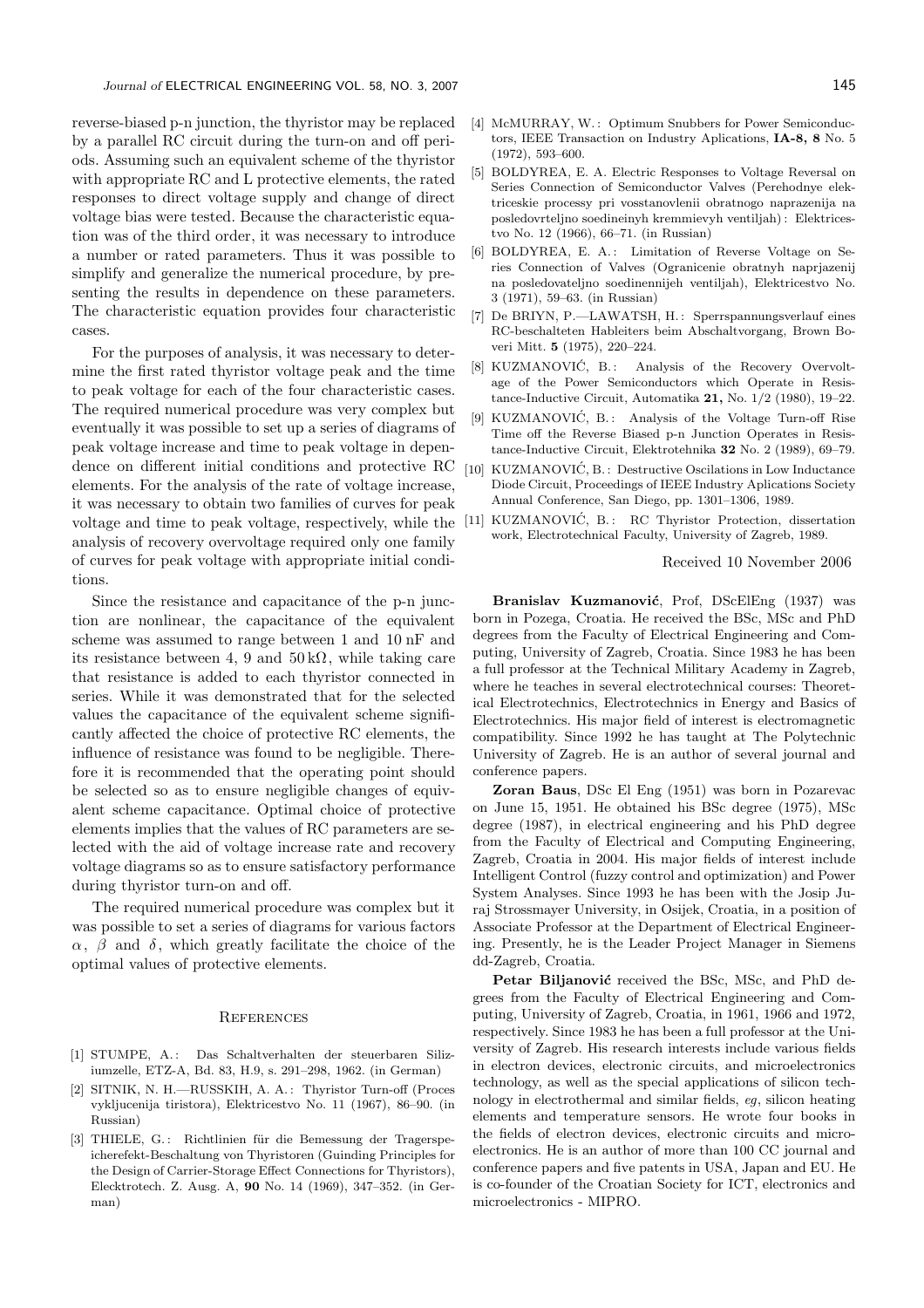reverse-biased p-n junction, the thyristor may be replaced by a parallel RC circuit during the turn-on and off periods. Assuming such an equivalent scheme of the thyristor with appropriate RC and L protective elements, the rated responses to direct voltage supply and change of direct voltage bias were tested. Because the characteristic equation was of the third order, it was necessary to introduce a number or rated parameters. Thus it was possible to simplify and generalize the numerical procedure, by presenting the results in dependence on these parameters. The characteristic equation provides four characteristic cases.

For the purposes of analysis, it was necessary to determine the first rated thyristor voltage peak and the time to peak voltage for each of the four characteristic cases. The required numerical procedure was very complex but eventually it was possible to set up a series of diagrams of peak voltage increase and time to peak voltage in dependence on different initial conditions and protective RC elements. For the analysis of the rate of voltage increase, it was necessary to obtain two families of curves for peak voltage and time to peak voltage, respectively, while the analysis of recovery overvoltage required only one family of curves for peak voltage with appropriate initial conditions.

Since the resistance and capacitance of the p-n junction are nonlinear, the capacitance of the equivalent scheme was assumed to range between 1 and 10 nF and its resistance between 4, 9 and 50 kΩ, while taking care that resistance is added to each thyristor connected in series. While it was demonstrated that for the selected values the capacitance of the equivalent scheme significantly affected the choice of protective RC elements, the influence of resistance was found to be negligible. Therefore it is recommended that the operating point should be selected so as to ensure negligible changes of equivalent scheme capacitance. Optimal choice of protective elements implies that the values of RC parameters are selected with the aid of voltage increase rate and recovery voltage diagrams so as to ensure satisfactory performance during thyristor turn-on and off.

The required numerical procedure was complex but it was possible to set a series of diagrams for various factors $\alpha$, $\beta$ and $\delta$, which greatly facilitate the choice of the optimal values of protective elements.

## References

[1] STUMPE, A.: Das Schaltverhalten der steuerbaren Siliziumzelle, ETZ-A, Bd. 83, H.9, s. 291–298, 1962. (in German)

[2] SITNIK, N. H.—RUSSKIH, A. A.: Thyristor Turn-off (Proces vyklјucenija tiristora), Elektricestvo No. 11 (1967), 86–90. (in Russian)

[3] THIELE, G.: Richtlinien für die Bemessung der Tragerspeicherefekt-Beschaltung von Thyristoren (Guinding Principles for the Design of Carrier-Storage Effect Connections for Thyristors), Elecktrotech. Z. Ausg. A, **90** No. 14 (1969), 347–352. (in German)

[4] McMURRAY, W.: Optimum Snubbers for Power Semiconductors, IEEE Transaction on Industry Aplications, **IA-8, 8** No. 5 (1972), 593–600.

[5] BOLDYREA, E. A. Electric Responses to Voltage Reversal on Series Connection of Semiconductor Valves (Perehodnye elektriceskie processy pri vosstanovlenii obratnogo naprazenija na posledovrteljno soedineinyh kremmievyh ventiljah): Elektricestvo No. 12 (1966), 66–71. (in Russian)

[6] BOLDYREA, E. A.: Limitation of Reverse Voltage on Series Connection of Valves (Ogranicenie obratnyh naprjazenij na posledovateljno soedinennijeh ventiljah), Elektricestvo No. 3 (1971), 59–63. (in Russian)

[7] De BRIYN, P.—LAWATSH, H.: Sperrspannungsverlauf eines RC-beschalteten Hableiters beim Abschaltvorgang, Brown Boveri Mitt. **5** (1975), 220–224.

[8] KUZMANOVIĆ, B.: Analysis of the Recovery Overvoltage of the Power Semiconductors which Operate in Resistance-Inductive Circuit, Automatika **21,** No. 1/2 (1980), 19–22.

[9] KUZMANOVIĆ, B.: Analysis of the Voltage Turn-off Rise Time off the Reverse Biased p-n Junction Operates in Resistance-Inductive Circuit, Elektrotehnika **32** No. 2 (1989), 69–79.

[10] KUZMANOVIĆ, B.: Destructive Oscilations in Low Inductance Diode Circuit, Proceedings of IEEE Industry Aplications Society Annual Conference, San Diego, pp. 1301–1306, 1989.

[11] KUZMANOVIĆ, B.: RC Thyristor Protection, dissertation work, Electrotechnical Faculty, University of Zagreb, 1989.

Received 10 November 2006

**Branislav Kuzmanović**, Prof, DScElEng (1937) was born in Pozega, Croatia. He received the BSc, MSc and PhD degrees from the Faculty of Electrical Engineering and Computing, University of Zagreb, Croatia. Since 1983 he has been a full professor at the Technical Military Academy in Zagreb, where he teaches in several electrotechnical courses: Theoretical Electrotechnics, Electrotechnics in Energy and Basics of Electrotechnics. His major field of interest is electromagnetic compatibility. Since 1992 he has taught at The Polytechnic University of Zagreb. He is an author of several journal and conference papers.

**Zoran Baus**, DSc El Eng (1951) was born in Pozarevac on June 15, 1951. He obtained his BSc degree (1975), MSc degree (1987), in electrical engineering and his PhD degree from the Faculty of Electrical and Computing Engineering, Zagreb, Croatia in 2004. His major fields of interest include Intelligent Control (fuzzy control and optimization) and Power System Analyses. Since 1993 he has been with the Josip Juraj Strossmayer University, in Osijek, Croatia, in a position of Associate Professor at the Department of Electrical Engineering. Presently, he is the Leader Project Manager in Siemens dd-Zagreb, Croatia.

**Petar Biljanović** received the BSc, MSc, and PhD degrees from the Faculty of Electrical Engineering and Computing, University of Zagreb, Croatia, in 1961, 1966 and 1972, respectively. Since 1983 he has been a full professor at the University of Zagreb. His research interests include various fields in electron devices, electronic circuits, and microelectronics technology, as well as the special applications of silicon technology in electrothermal and similar fields, *eg*, silicon heating elements and temperature sensors. He wrote four books in the fields of electron devices, electronic circuits and microelectronics. He is an author of more than 100 CC journal and conference papers and five patents in USA, Japan and EU. He is co-founder of the Croatian Society for ICT, electronics and microelectronics - MIPRO.